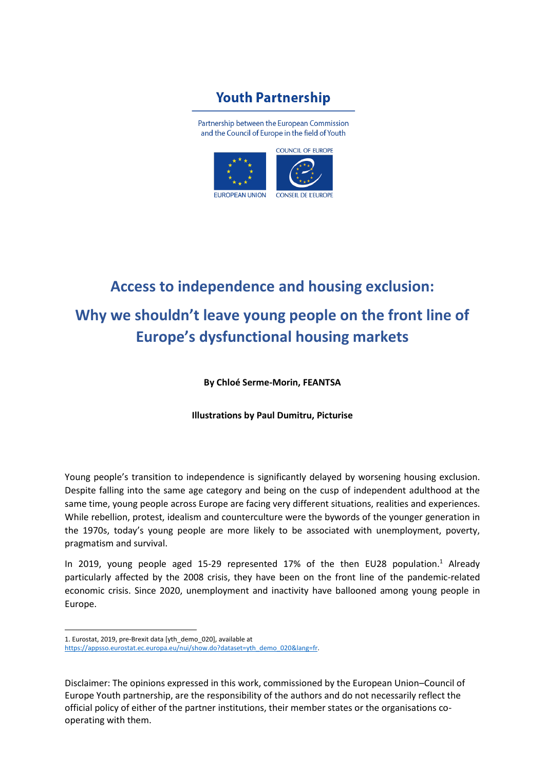**Youth Partnership**

Partnership between the European Commission and the Council of Europe in the field of Youth

COUNCIL OF EUROPE

EUROPEAN UNION

CONSEIL DE L'EUROPE

# Access to independence and housing exclusion:

# Why we shouldn't leave young people on the front line of Europe's dysfunctional housing markets

**By Chloé Serme-Morin, FEANTSA**

**Illustrations by Paul Dumitru, Picturise**

Young people's transition to independence is significantly delayed by worsening housing exclusion. Despite falling into the same age category and being on the cusp of independent adulthood at the same time, young people across Europe are facing very different situations, realities and experiences. While rebellion, protest, idealism and counterculture were the bywords of the younger generation in the 1970s, today's young people are more likely to be associated with unemployment, poverty, pragmatism and survival.

In 2019, young people aged 15-29 represented 17% of the then EU28 population.[1] Already particularly affected by the 2008 crisis, they have been on the front line of the pandemic-related economic crisis. Since 2020, unemployment and inactivity have ballooned among young people in Europe.

1. Eurostat, 2019, pre-Brexit data [yth_demo_020], available at https://appsso.eurostat.ec.europa.eu/nui/show.do?dataset=yth_demo_020&lang=fr.

Disclaimer: The opinions expressed in this work, commissioned by the European Union–Council of Europe Youth partnership, are the responsibility of the authors and do not necessarily reflect the official policy of either of the partner institutions, their member states or the organisations co-operating with them.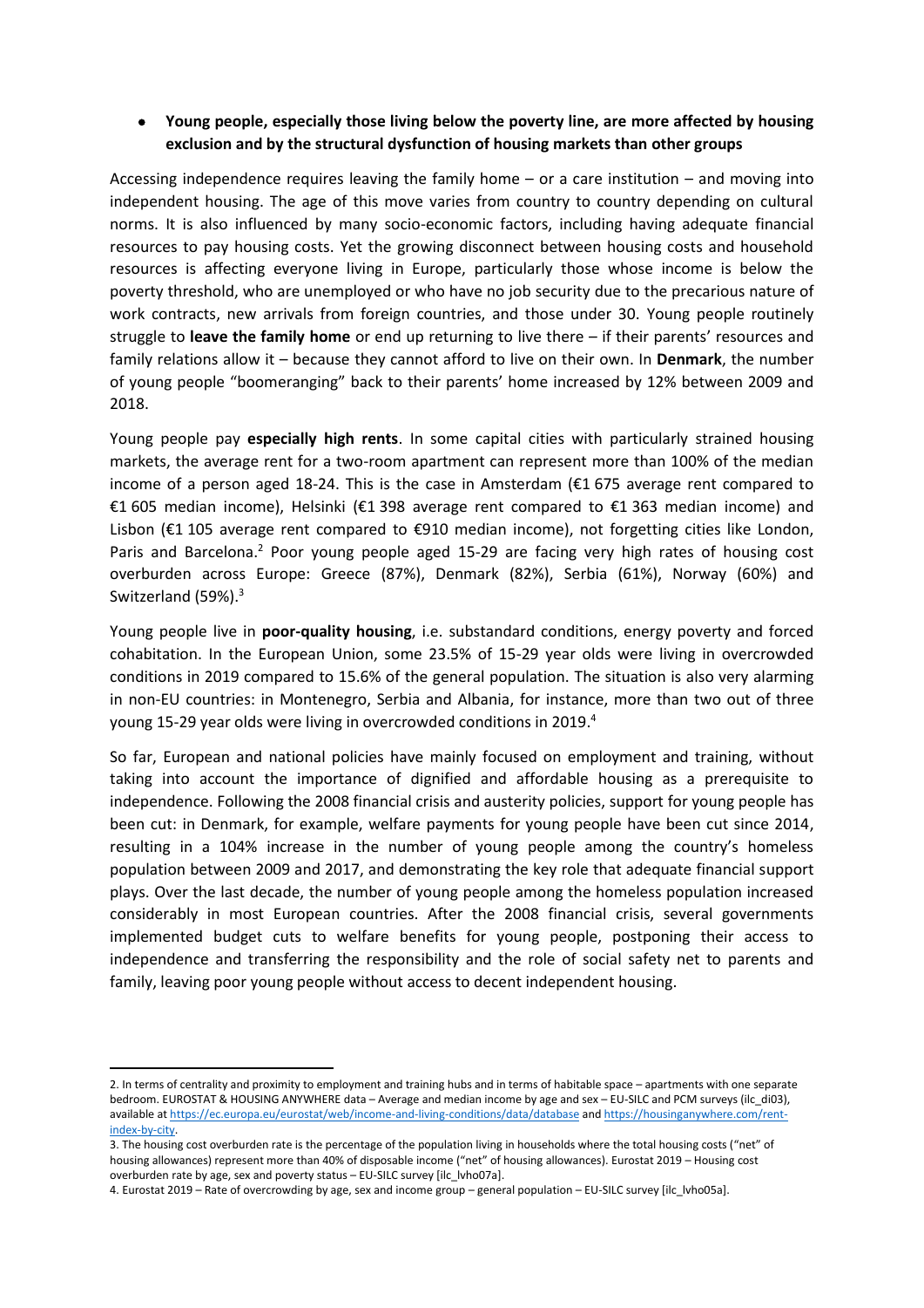- **Young people, especially those living below the poverty line, are more affected by housing exclusion and by the structural dysfunction of housing markets than other groups**

Accessing independence requires leaving the family home – or a care institution – and moving into independent housing. The age of this move varies from country to country depending on cultural norms. It is also influenced by many socio-economic factors, including having adequate financial resources to pay housing costs. Yet the growing disconnect between housing costs and household resources is affecting everyone living in Europe, particularly those whose income is below the poverty threshold, who are unemployed or who have no job security due to the precarious nature of work contracts, new arrivals from foreign countries, and those under 30. Young people routinely struggle to **leave the family home** or end up returning to live there – if their parents' resources and family relations allow it – because they cannot afford to live on their own. In **Denmark**, the number of young people "boomeranging" back to their parents' home increased by 12% between 2009 and 2018.

Young people pay **especially high rents**. In some capital cities with particularly strained housing markets, the average rent for a two-room apartment can represent more than 100% of the median income of a person aged 18-24. This is the case in Amsterdam (€1 675 average rent compared to €1 605 median income), Helsinki (€1 398 average rent compared to €1 363 median income) and Lisbon (€1 105 average rent compared to €910 median income), not forgetting cities like London, Paris and Barcelona.[2] Poor young people aged 15-29 are facing very high rates of housing cost overburden across Europe: Greece (87%), Denmark (82%), Serbia (61%), Norway (60%) and Switzerland (59%).[3]

Young people live in **poor-quality housing**, i.e. substandard conditions, energy poverty and forced cohabitation. In the European Union, some 23.5% of 15-29 year olds were living in overcrowded conditions in 2019 compared to 15.6% of the general population. The situation is also very alarming in non-EU countries: in Montenegro, Serbia and Albania, for instance, more than two out of three young 15-29 year olds were living in overcrowded conditions in 2019.[4]

So far, European and national policies have mainly focused on employment and training, without taking into account the importance of dignified and affordable housing as a prerequisite to independence. Following the 2008 financial crisis and austerity policies, support for young people has been cut: in Denmark, for example, welfare payments for young people have been cut since 2014, resulting in a 104% increase in the number of young people among the country's homeless population between 2009 and 2017, and demonstrating the key role that adequate financial support plays. Over the last decade, the number of young people among the homeless population increased considerably in most European countries. After the 2008 financial crisis, several governments implemented budget cuts to welfare benefits for young people, postponing their access to independence and transferring the responsibility and the role of social safety net to parents and family, leaving poor young people without access to decent independent housing.

---

2. In terms of centrality and proximity to employment and training hubs and in terms of habitable space – apartments with one separate bedroom. EUROSTAT & HOUSING ANYWHERE data – Average and median income by age and sex – EU-SILC and PCM surveys (ilc_di03), available at https://ec.europa.eu/eurostat/web/income-and-living-conditions/data/database and https://housinganywhere.com/rent-index-by-city.

3. The housing cost overburden rate is the percentage of the population living in households where the total housing costs ("net" of housing allowances) represent more than 40% of disposable income ("net" of housing allowances). Eurostat 2019 – Housing cost overburden rate by age, sex and poverty status – EU-SILC survey [ilc_lvho07a].

4. Eurostat 2019 – Rate of overcrowding by age, sex and income group – general population – EU-SILC survey [ilc_lvho05a].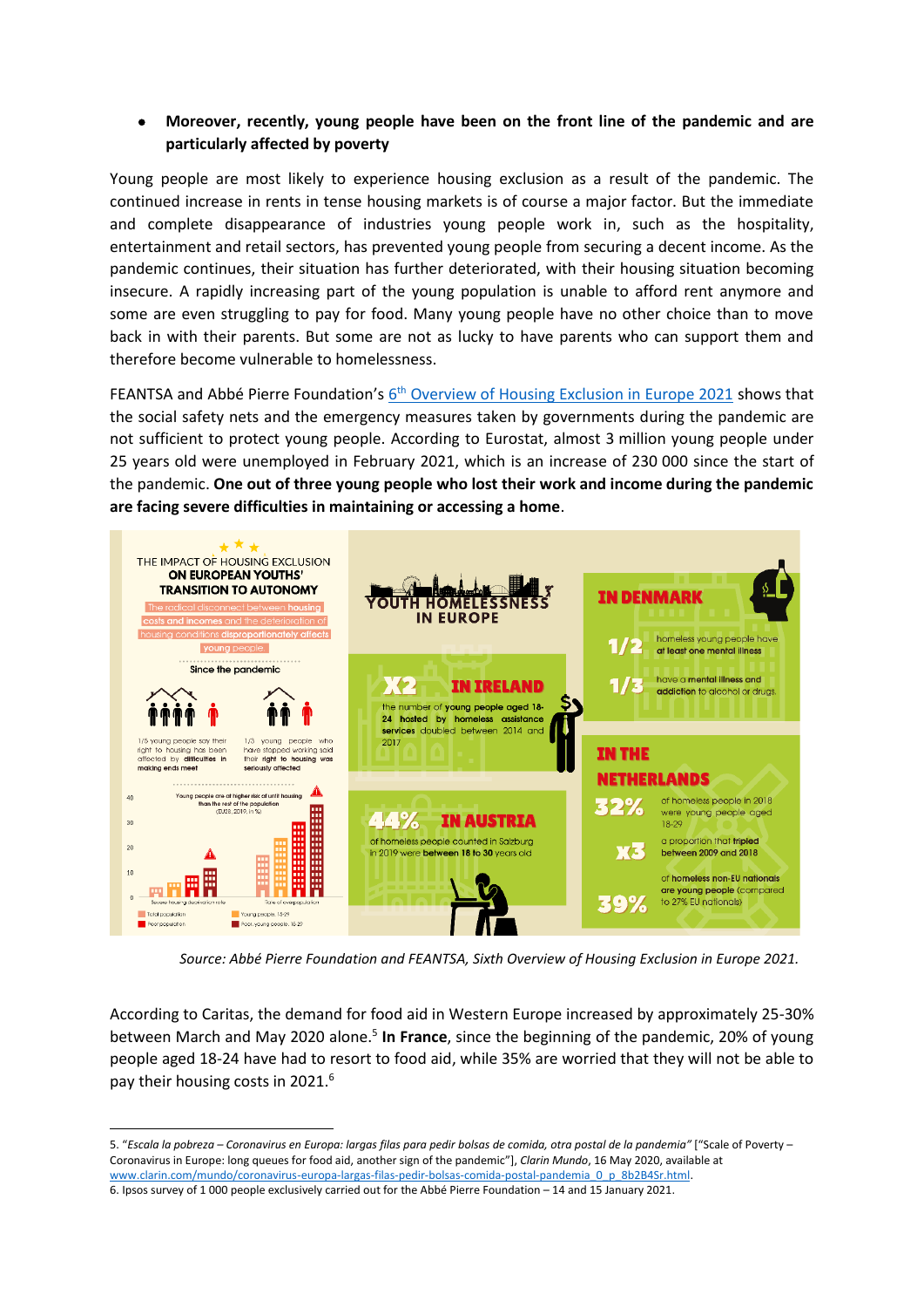- **Moreover, recently, young people have been on the front line of the pandemic and are particularly affected by poverty**

Young people are most likely to experience housing exclusion as a result of the pandemic. The continued increase in rents in tense housing markets is of course a major factor. But the immediate and complete disappearance of industries young people work in, such as the hospitality, entertainment and retail sectors, has prevented young people from securing a decent income. As the pandemic continues, their situation has further deteriorated, with their housing situation becoming insecure. A rapidly increasing part of the young population is unable to afford rent anymore and some are even struggling to pay for food. Many young people have no other choice than to move back in with their parents. But some are not as lucky to have parents who can support them and therefore become vulnerable to homelessness.

FEANTSA and Abbé Pierre Foundation's [6th Overview of Housing Exclusion in Europe 2021] shows that the social safety nets and the emergency measures taken by governments during the pandemic are not sufficient to protect young people. According to Eurostat, almost 3 million young people under 25 years old were unemployed in February 2021, which is an increase of 230 000 since the start of the pandemic. **One out of three young people who lost their work and income during the pandemic are facing severe difficulties in maintaining or accessing a home**.

THE IMPACT OF HOUSING EXCLUSION **ON EUROPEAN YOUTHS' TRANSITION TO AUTONOMY**

The radical disconnect between **housing costs and incomes** and the deterioration of housing conditions **disproportionately affects young people**.

Since the pandemic

1/5 young people say their right to housing has been affected by **difficulties in making ends meet**

1/3 young people who have stopped working said their **right to housing** was **seriously affected**

Young people are at higher risk of unfit housing than the rest of the population (EU28, 2019, in %)

Severe housing deprivation rate — Rate of overpopulation

Total population — Poor population — Young people, 15-29 — Poor, young people, 15-29

**YOUTH HOMELESSNESS IN EUROPE**

**X2 IN IRELAND**
the number of **young people aged 18-24 hosted by homeless assistance services** doubled between 2014 and 2017

**44% IN AUSTRIA**
of homeless people counted in Salzburg in 2019 were **between 18 to 30** years old

**IN DENMARK**
**1/2** homeless young people have **at least one mental illness**
**1/3** have a **mental illness and addiction** to alcohol or drugs.

**IN THE NETHERLANDS**
**32%** of homeless people in 2018 were young people aged 18-29
**x3** a proportion that **tripled** between 2009 and 2018
**39%** of **homeless non-EU nationals are young people** (compared to 27% EU nationals)

*Source: Abbé Pierre Foundation and FEANTSA, Sixth Overview of Housing Exclusion in Europe 2021.*

According to Caritas, the demand for food aid in Western Europe increased by approximately 25-30% between March and May 2020 alone.[5] **In France**, since the beginning of the pandemic, 20% of young people aged 18-24 have had to resort to food aid, while 35% are worried that they will not be able to pay their housing costs in 2021.[6]

---

5. "*Escala la pobreza – Coronavirus en Europa: largas filas para pedir bolsas de comida, otra postal de la pandemia"* ["Scale of Poverty – Coronavirus in Europe: long queues for food aid, another sign of the pandemic"], *Clarin Mundo*, 16 May 2020, available at www.clarin.com/mundo/coronavirus-europa-largas-filas-pedir-bolsas-comida-postal-pandemia_0_p_8b2B4Sr.html.
6. Ipsos survey of 1 000 people exclusively carried out for the Abbé Pierre Foundation – 14 and 15 January 2021.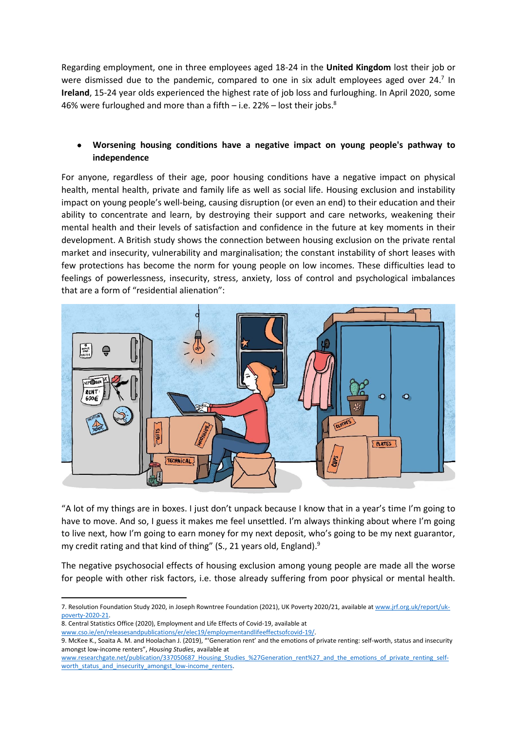Regarding employment, one in three employees aged 18-24 in the **United Kingdom** lost their job or were dismissed due to the pandemic, compared to one in six adult employees aged over 24.[7] In **Ireland**, 15-24 year olds experienced the highest rate of job loss and furloughing. In April 2020, some 46% were furloughed and more than a fifth – i.e. 22% – lost their jobs.[8]

- **Worsening housing conditions have a negative impact on young people's pathway to independence**

For anyone, regardless of their age, poor housing conditions have a negative impact on physical health, mental health, private and family life as well as social life. Housing exclusion and instability impact on young people's well-being, causing disruption (or even an end) to their education and their ability to concentrate and learn, by destroying their support and care networks, weakening their mental health and their levels of satisfaction and confidence in the future at key moments in their development. A British study shows the connection between housing exclusion on the private rental market and insecurity, vulnerability and marginalisation; the constant instability of short leases with few protections has become the norm for young people on low incomes. These difficulties lead to feelings of powerlessness, insecurity, stress, anxiety, loss of control and psychological imbalances that are a form of "residential alienation":

"A lot of my things are in boxes. I just don't unpack because I know that in a year's time I'm going to have to move. And so, I guess it makes me feel unsettled. I'm always thinking about where I'm going to live next, how I'm going to earn money for my next deposit, who's going to be my next guarantor, my credit rating and that kind of thing" (S., 21 years old, England).[9]

The negative psychosocial effects of housing exclusion among young people are made all the worse for people with other risk factors, i.e. those already suffering from poor physical or mental health.

---

7. Resolution Foundation Study 2020, in Joseph Rowntree Foundation (2021), UK Poverty 2020/21, available at www.jrf.org.uk/report/uk-poverty-2020-21.

8. Central Statistics Office (2020), Employment and Life Effects of Covid-19, available at www.cso.ie/en/releasesandpublications/er/elec19/employmentandlifeeffectsofcovid-19/.

9. McKee K., Soaita A. M. and Hoolachan J. (2019), "'Generation rent' and the emotions of private renting: self-worth, status and insecurity amongst low-income renters", *Housing Studies*, available at www.researchgate.net/publication/337050687_Housing_Studies_%27Generation_rent%27_and_the_emotions_of_private_renting_self-worth_status_and_insecurity_amongst_low-income_renters.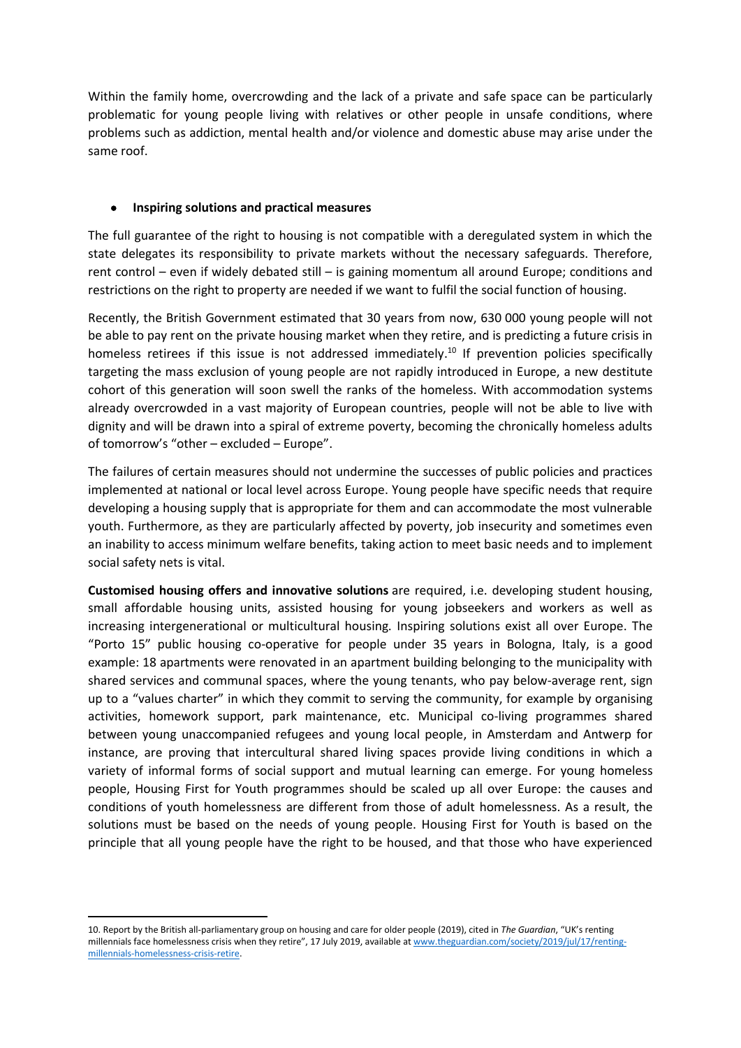Within the family home, overcrowding and the lack of a private and safe space can be particularly problematic for young people living with relatives or other people in unsafe conditions, where problems such as addiction, mental health and/or violence and domestic abuse may arise under the same roof.

- **Inspiring solutions and practical measures**

The full guarantee of the right to housing is not compatible with a deregulated system in which the state delegates its responsibility to private markets without the necessary safeguards. Therefore, rent control – even if widely debated still – is gaining momentum all around Europe; conditions and restrictions on the right to property are needed if we want to fulfil the social function of housing.

Recently, the British Government estimated that 30 years from now, 630 000 young people will not be able to pay rent on the private housing market when they retire, and is predicting a future crisis in homeless retirees if this issue is not addressed immediately.[10] If prevention policies specifically targeting the mass exclusion of young people are not rapidly introduced in Europe, a new destitute cohort of this generation will soon swell the ranks of the homeless. With accommodation systems already overcrowded in a vast majority of European countries, people will not be able to live with dignity and will be drawn into a spiral of extreme poverty, becoming the chronically homeless adults of tomorrow's "other – excluded – Europe".

The failures of certain measures should not undermine the successes of public policies and practices implemented at national or local level across Europe. Young people have specific needs that require developing a housing supply that is appropriate for them and can accommodate the most vulnerable youth. Furthermore, as they are particularly affected by poverty, job insecurity and sometimes even an inability to access minimum welfare benefits, taking action to meet basic needs and to implement social safety nets is vital.

**Customised housing offers and innovative solutions** are required, i.e. developing student housing, small affordable housing units, assisted housing for young jobseekers and workers as well as increasing intergenerational or multicultural housing. Inspiring solutions exist all over Europe. The "Porto 15" public housing co-operative for people under 35 years in Bologna, Italy, is a good example: 18 apartments were renovated in an apartment building belonging to the municipality with shared services and communal spaces, where the young tenants, who pay below-average rent, sign up to a "values charter" in which they commit to serving the community, for example by organising activities, homework support, park maintenance, etc. Municipal co-living programmes shared between young unaccompanied refugees and young local people, in Amsterdam and Antwerp for instance, are proving that intercultural shared living spaces provide living conditions in which a variety of informal forms of social support and mutual learning can emerge. For young homeless people, Housing First for Youth programmes should be scaled up all over Europe: the causes and conditions of youth homelessness are different from those of adult homelessness. As a result, the solutions must be based on the needs of young people. Housing First for Youth is based on the principle that all young people have the right to be housed, and that those who have experienced

---

10. Report by the British all-parliamentary group on housing and care for older people (2019), cited in *The Guardian*, "UK's renting millennials face homelessness crisis when they retire", 17 July 2019, available at www.theguardian.com/society/2019/jul/17/renting-millennials-homelessness-crisis-retire.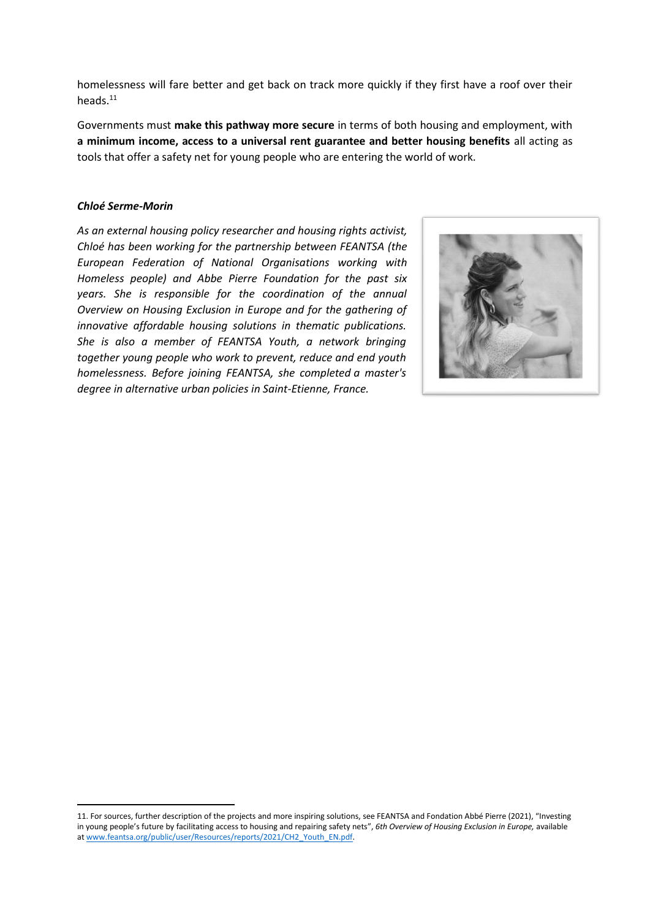homelessness will fare better and get back on track more quickly if they first have a roof over their heads.[11]

Governments must **make this pathway more secure** in terms of both housing and employment, with **a minimum income, access to a universal rent guarantee and better housing benefits** all acting as tools that offer a safety net for young people who are entering the world of work.

***Chloé Serme-Morin***

*As an external housing policy researcher and housing rights activist, Chloé has been working for the partnership between FEANTSA (the European Federation of National Organisations working with Homeless people) and Abbe Pierre Foundation for the past six years. She is responsible for the coordination of the annual Overview on Housing Exclusion in Europe and for the gathering of innovative affordable housing solutions in thematic publications. She is also a member of FEANTSA Youth, a network bringing together young people who work to prevent, reduce and end youth homelessness. Before joining FEANTSA, she completed a master's degree in alternative urban policies in Saint-Etienne, France.*

---

11. For sources, further description of the projects and more inspiring solutions, see FEANTSA and Fondation Abbé Pierre (2021), "Investing in young people's future by facilitating access to housing and repairing safety nets", *6th Overview of Housing Exclusion in Europe,* available at www.feantsa.org/public/user/Resources/reports/2021/CH2_Youth_EN.pdf.